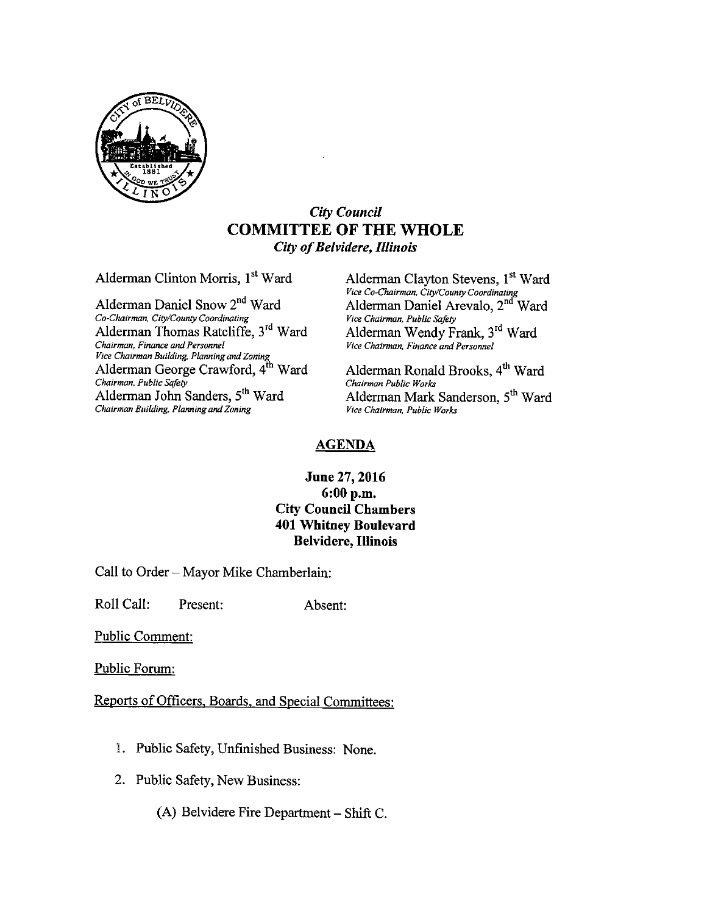*City Council*
# COMMITTEE OF THE WHOLE
*City of Belvidere, Illinois*

Alderman Clinton Morris, 1st Ward

Alderman Clayton Stevens, 1st Ward
*Vice Co-Chairman, City/County Coordinating*

Alderman Daniel Snow 2nd Ward
*Co-Chairman, City/County Coordinating*

Alderman Daniel Arevalo, 2nd Ward
*Vice Chairman, Public Safety*

Alderman Thomas Ratcliffe, 3rd Ward
*Chairman, Finance and Personnel*
*Vice Chairman Building, Planning and Zoning*

Alderman Wendy Frank, 3rd Ward
*Vice Chairman, Finance and Personnel*

Alderman George Crawford, 4th Ward
*Chairman, Public Safety*

Alderman Ronald Brooks, 4th Ward
*Chairman Public Works*

Alderman John Sanders, 5th Ward
*Chairman Building, Planning and Zoning*

Alderman Mark Sanderson, 5th Ward
*Vice Chairman, Public Works*

## AGENDA

**June 27, 2016**
**6:00 p.m.**
**City Council Chambers**
**401 Whitney Boulevard**
**Belvidere, Illinois**

Call to Order – Mayor Mike Chamberlain:

Roll Call: Present: Absent:

Public Comment:

Public Forum:

Reports of Officers, Boards, and Special Committees:

1. Public Safety, Unfinished Business: None.
2. Public Safety, New Business:
   (A) Belvidere Fire Department – Shift C.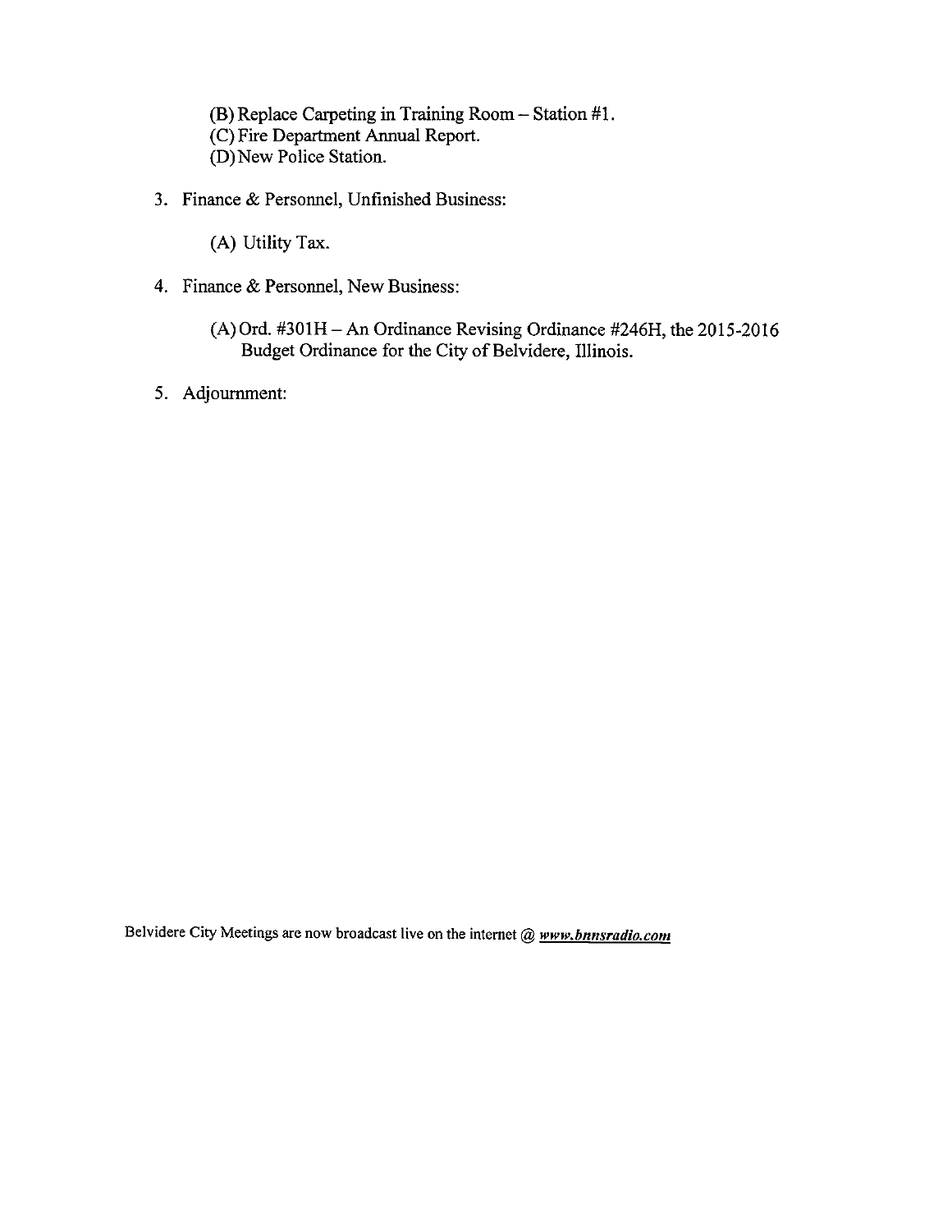(B) Replace Carpeting in Training Room – Station #1.
(C) Fire Department Annual Report.
(D) New Police Station.

3. Finance & Personnel, Unfinished Business:

    (A) Utility Tax.

4. Finance & Personnel, New Business:

    (A) Ord. #301H – An Ordinance Revising Ordinance #246H, the 2015-2016 Budget Ordinance for the City of Belvidere, Illinois.

5. Adjournment:

Belvidere City Meetings are now broadcast live on the internet @ ***www.bnnsradio.com***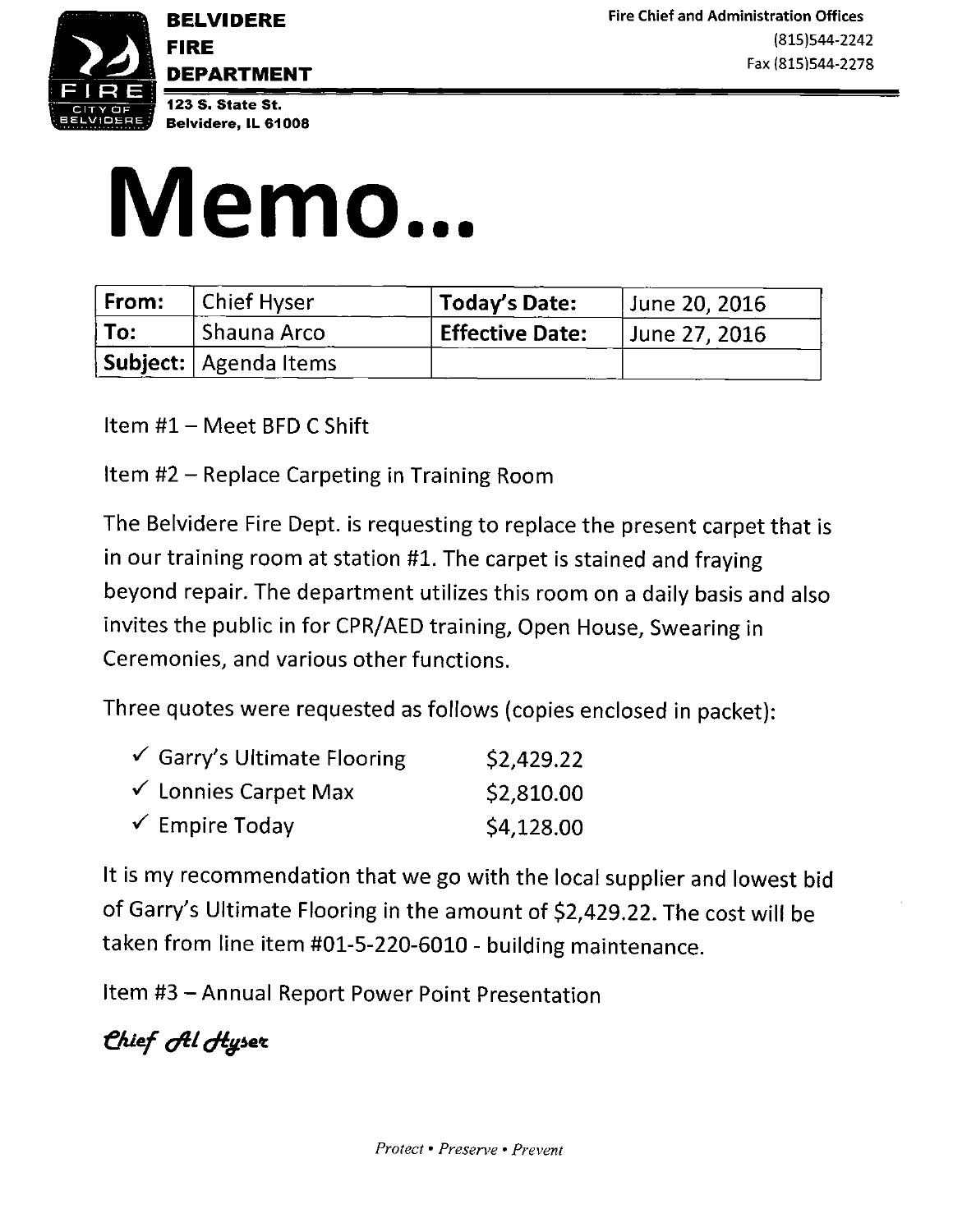**BELVIDERE FIRE DEPARTMENT**
123 S. State St.
Belvidere, IL 61008

Fire Chief and Administration Offices
(815)544-2242
Fax (815)544-2278

# Memo...

| From: | Chief Hyser | Today's Date: | June 20, 2016 |
|---|---|---|---|
| To: | Shauna Arco | Effective Date: | June 27, 2016 |
| Subject: | Agenda Items | | |

Item #1 – Meet BFD C Shift

Item #2 – Replace Carpeting in Training Room

The Belvidere Fire Dept. is requesting to replace the present carpet that is in our training room at station #1. The carpet is stained and fraying beyond repair. The department utilizes this room on a daily basis and also invites the public in for CPR/AED training, Open House, Swearing in Ceremonies, and various other functions.

Three quotes were requested as follows (copies enclosed in packet):

- ✓ Garry's Ultimate Flooring $2,429.22
- ✓ Lonnies Carpet Max $2,810.00
- ✓ Empire Today $4,128.00

It is my recommendation that we go with the local supplier and lowest bid of Garry's Ultimate Flooring in the amount of $2,429.22. The cost will be taken from line item #01-5-220-6010 - building maintenance.

Item #3 – Annual Report Power Point Presentation

*Chief Al Hyser*

*Protect • Preserve • Prevent*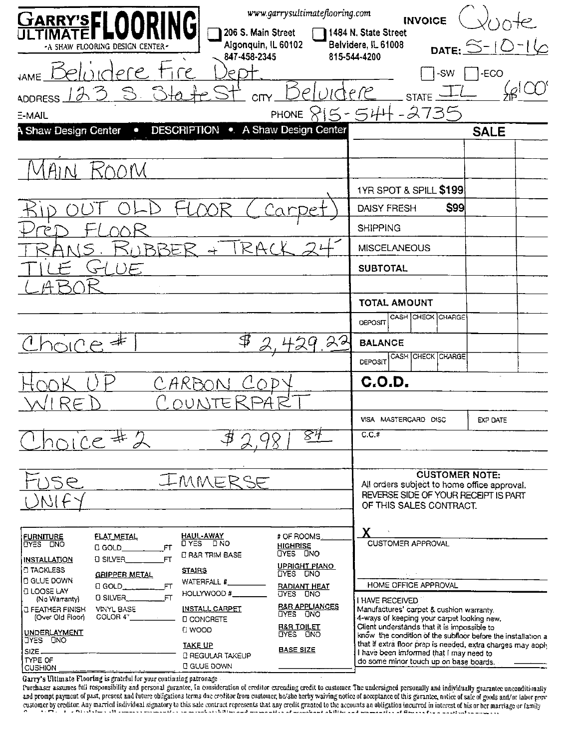**GARRY'S ULTIMATE FLOORING**
-A SHAW FLOORING DESIGN CENTER-

www.garrysultimateflooring.com

☐ 206 S. Main Street, Algonquin, IL 60102, 847-458-2345
☐ 1484 N. State Street, Belvidere, IL 61008, 815-544-4200

INVOICE Quote

DATE: 5-10-16

NAME: Belvidere Fire Dept. ☐ -SW ☐ -ECO

ADDRESS: 123 S. State St CITY: Belvidere STATE: IL ZIP: 61008

E-MAIL

PHONE: 815-544-2735

| A Shaw Design Center • DESCRIPTION • A Shaw Design Center | | SALE |
|---|---|---|
| MAIN ROOM | | |
| | 1YR SPOT & SPILL $199 | |
| RIP OUT OLD FLOOR (Carpet) | DAISY FRESH $99 | |
| Prep FLOOR | SHIPPING | |
| TRANS. RUBBER + TRACK 24' | MISCELANEOUS | |
| TILE GLUE | SUBTOTAL | |
| LABOR | | |
| | TOTAL AMOUNT | |
| | DEPOSIT CASH / CHECK / CHARGE | |
| Choice #1 $2,429.22 | BALANCE | |
| | DEPOSIT CASH / CHECK / CHARGE | |
| HOOK UP CARBON COPY | C.O.D. | |
| WIRED COUNTERPART | | |
| | VISA MASTERCARD DISC | EXP DATE |
| Choice #2 $2,981.84 | C.C.# | |
| FUSE IMMERSE | | |
| UNIFY | | |

**CUSTOMER NOTE:**
All orders subject to home office approval.
REVERSE SIDE OF YOUR RECEIPT IS PART OF THIS SALES CONTRACT.

X ______________________
CUSTOMER APPROVAL

HOME OFFICE APPROVAL

I HAVE RECEIVED
Manufactures' carpet & cushion warranty.
4-ways of keeping your carpet looking new.
Client understands that it is impossible to know the condition of the subfloor before the installation a that if extra floor prep is needed, extra charges may apply. I have been informed that I may need to do some minor touch up on base boards.

**FURNITURE** ☐YES ☐NO

**INSTALLATION**
☐ TACKLESS
☐ GLUE DOWN
☐ LOOSE LAY (No Warranty)
☐ FEATHER FINISH (Over Old Floor)

**UNDERLAYMENT** ☐YES ☐NO
SIZE
TYPE OF CUSHION

**FLAT METAL**
☐ GOLD ________ FT
☐ SILVER ________ FT

**GRIPPER METAL**
☐ GOLD ________ FT
☐ SILVER ________ FT

VINYL BASE COLOR 4" ________

**HAUL-AWAY** ☐ YES ☐ NO
☐ R&R TRIM BASE

**STAIRS**
WATERFALL # ________
HOLLYWOOD # ________

**INSTALL CARPET**
☐ CONCRETE
☐ WOOD

**TAKE UP**
☐ REGULAR TAKEUP
☐ GLUE DOWN

# OF ROOMS ________

**HIGHRISE** ☐YES ☐NO

**UPRIGHT PIANO** ☐YES ☐NO

**RADIANT HEAT** ☐YES ☐NO

**R&R APPLIANCES** ☐YES ☐NO

**R&R TOILET** ☐YES ☐NO

**BASE SIZE**

Garry's Ultimate Flooring is grateful for your continuing patronage.

Purchaser assumes full responsibility and personal gurantee, In consideration of creditor extending credit to customer. The undersigned personally and individually guarantee unconditionally and prompt payment of past, present and future obligations terms due creditor from customer, he/she herby waiving notice of acceptance of this gurantee, notice of sale of goods and/or labor prov customer by creditor. Any married individual signatory to this sale contract represents that any credit granted to the accounts an obligation incurred in interest of his or her marriage or family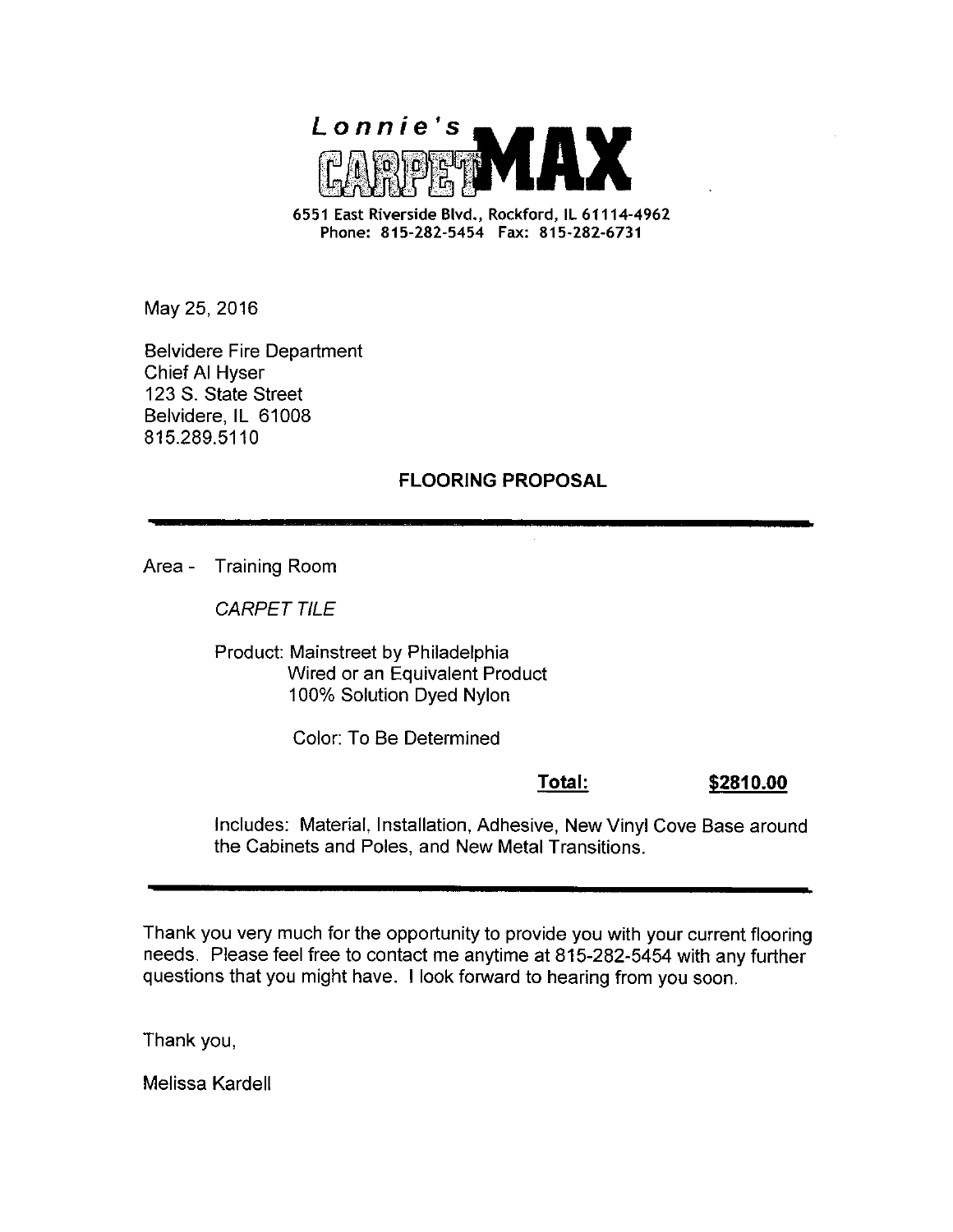**Lonnie's CARPET MAX**

6551 East Riverside Blvd., Rockford, IL 61114-4962
Phone: 815-282-5454 Fax: 815-282-6731

May 25, 2016

Belvidere Fire Department
Chief Al Hyser
123 S. State Street
Belvidere, IL 61008
815.289.5110

## FLOORING PROPOSAL

---

Area - Training Room

*CARPET TILE*

Product: Mainstreet by Philadelphia
Wired or an Equivalent Product
100% Solution Dyed Nylon

Color: To Be Determined

**Total:** **$2810.00**

Includes: Material, Installation, Adhesive, New Vinyl Cove Base around the Cabinets and Poles, and New Metal Transitions.

---

Thank you very much for the opportunity to provide you with your current flooring needs. Please feel free to contact me anytime at 815-282-5454 with any further questions that you might have. I look forward to hearing from you soon.

Thank you,

Melissa Kardell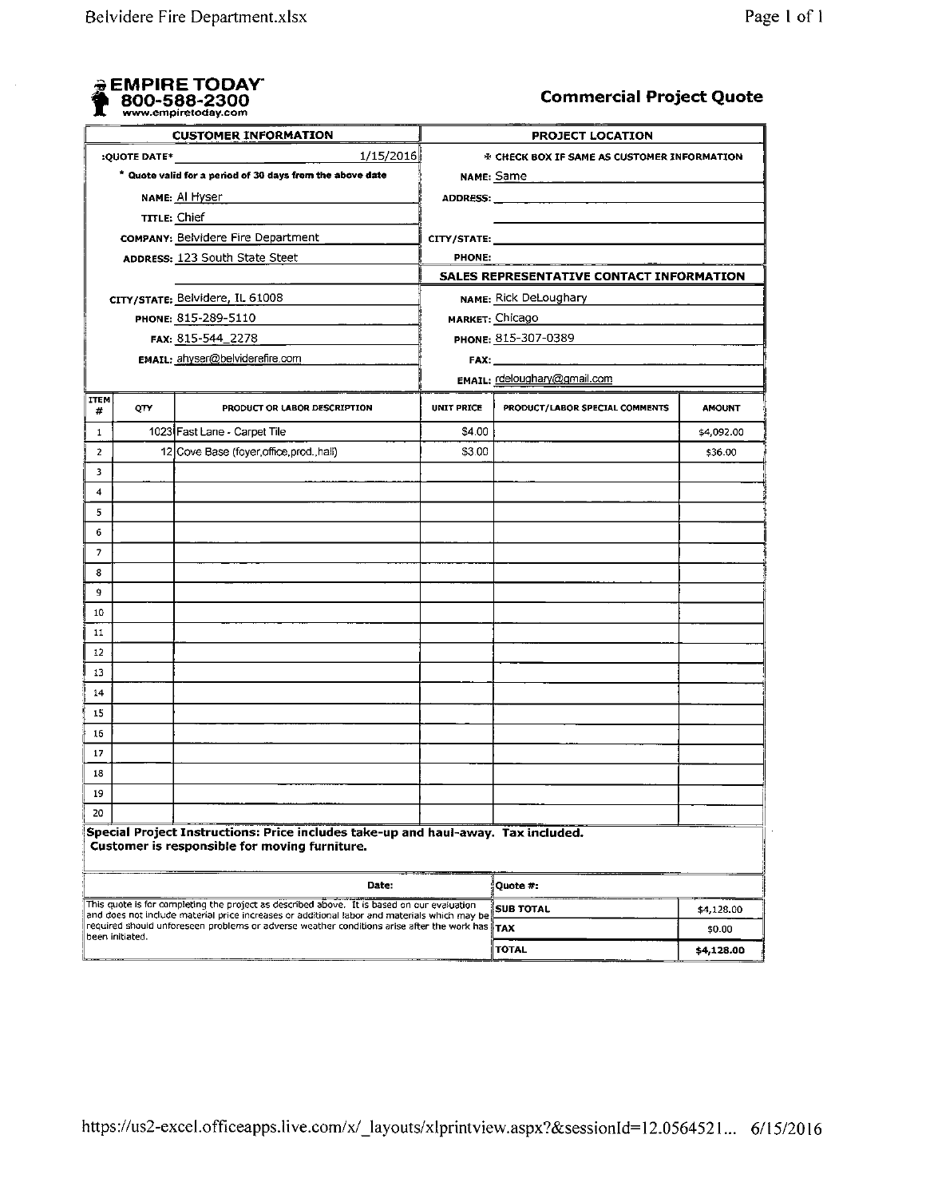**EMPIRE TODAY**
**800-588-2300**
www.empiretoday.com

# Commercial Project Quote

| CUSTOMER INFORMATION | | PROJECT LOCATION | |
|---|---|---|---|
| QUOTE DATE* | 1/15/2016 | ☐ CHECK BOX IF SAME AS CUSTOMER INFORMATION | |
| * Quote valid for a period of 30 days from the above date | | NAME: | Same |
| NAME: | Al Hyser | ADDRESS: | |
| TITLE: | Chief | | |
| COMPANY: | Belvidere Fire Department | CITY/STATE: | |
| ADDRESS: | 123 South State Steet | PHONE: | |
| | | **SALES REPRESENTATIVE CONTACT INFORMATION** | |
| CITY/STATE: | Belvidere, IL 61008 | NAME: | Rick DeLoughary |
| PHONE: | 815-289-5110 | MARKET: | Chicago |
| FAX: | 815-544_2278 | PHONE: | 815-307-0389 |
| EMAIL: | ahyser@belviderefire.com | FAX: | |
| | | EMAIL: | rdeloughary@gmail.com |

| ITEM # | QTY | PRODUCT OR LABOR DESCRIPTION | UNIT PRICE | PRODUCT/LABOR SPECIAL COMMENTS | AMOUNT |
|---|---|---|---|---|---|
| 1 | 1023 | Fast Lane - Carpet Tile | $4.00 | | $4,092.00 |
| 2 | 12 | Cove Base (foyer,office,prod.,hall) | $3.00 | | $36.00 |
| 3 | | | | | |
| 4 | | | | | |
| 5 | | | | | |
| 6 | | | | | |
| 7 | | | | | |
| 8 | | | | | |
| 9 | | | | | |
| 10 | | | | | |
| 11 | | | | | |
| 12 | | | | | |
| 13 | | | | | |
| 14 | | | | | |
| 15 | | | | | |
| 16 | | | | | |
| 17 | | | | | |
| 18 | | | | | |
| 19 | | | | | |
| 20 | | | | | |

**Special Project Instructions: Price includes take-up and haul-away. Tax included. Customer is responsible for moving furniture.**

| Date: | Quote #: | |
|---|---|---|
| This quote is for completing the project as described above. It is based on our evaluation and does not include material price increases or additional labor and materials which may be required should unforeseen problems or adverse weather conditions arise after the work has been initiated. | SUB TOTAL | $4,128.00 |
| | TAX | $0.00 |
| | **TOTAL** | **$4,128.00** |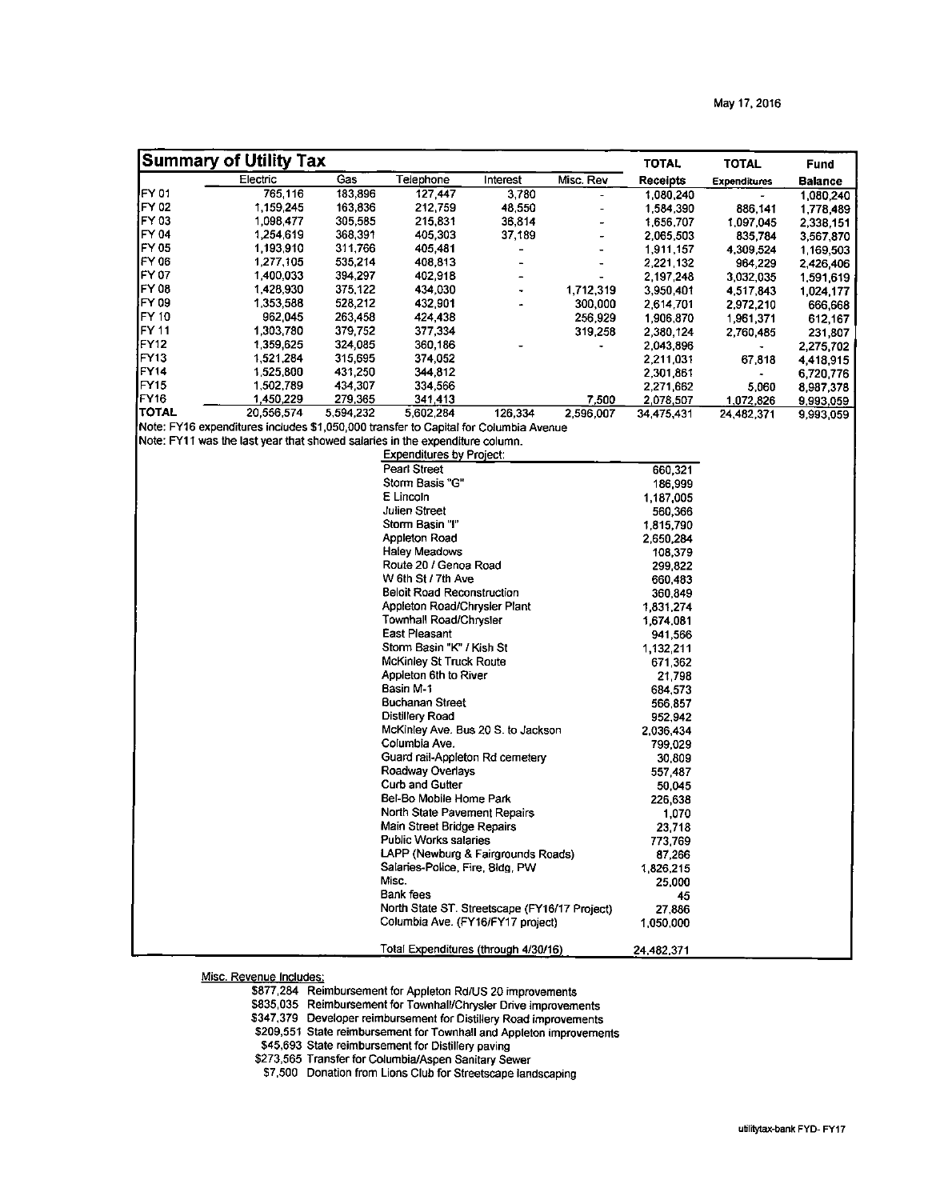May 17, 2016

| Summary of Utility Tax | Electric | Gas | Telephone | Interest | Misc. Rev | TOTAL Receipts | TOTAL Expenditures | Fund Balance |
|---|---|---|---|---|---|---|---|---|
| FY 01 | 765,116 | 183,896 | 127,447 | 3,780 | - | 1,080,240 | - | 1,080,240 |
| FY 02 | 1,159,245 | 163,836 | 212,759 | 48,550 | - | 1,584,390 | 886,141 | 1,778,489 |
| FY 03 | 1,098,477 | 305,585 | 215,831 | 36,814 | - | 1,656,707 | 1,097,045 | 2,338,151 |
| FY 04 | 1,254,619 | 368,391 | 405,303 | 37,189 | - | 2,065,503 | 835,784 | 3,567,870 |
| FY 05 | 1,193,910 | 311,766 | 405,481 | - | - | 1,911,157 | 4,309,524 | 1,169,503 |
| FY 06 | 1,277,105 | 535,214 | 408,813 | - | - | 2,221,132 | 964,229 | 2,426,406 |
| FY 07 | 1,400,033 | 394,297 | 402,918 | - | - | 2,197,248 | 3,032,035 | 1,591,619 |
| FY 08 | 1,428,930 | 375,122 | 434,030 | - | 1,712,319 | 3,950,401 | 4,517,843 | 1,024,177 |
| FY 09 | 1,353,588 | 528,212 | 432,901 | - | 300,000 | 2,614,701 | 2,972,210 | 666,668 |
| FY 10 | 962,045 | 263,458 | 424,438 | | 256,929 | 1,906,870 | 1,961,371 | 612,167 |
| FY 11 | 1,303,780 | 379,752 | 377,334 | | 319,258 | 2,380,124 | 2,760,485 | 231,807 |
| FY12 | 1,359,625 | 324,085 | 360,186 | - | - | 2,043,896 | - | 2,275,702 |
| FY13 | 1,521,284 | 315,695 | 374,052 | | | 2,211,031 | 67,818 | 4,418,915 |
| FY14 | 1,525,800 | 431,250 | 344,812 | | | 2,301,861 | - | 6,720,776 |
| FY15 | 1,502,789 | 434,307 | 334,566 | | | 2,271,662 | 5,060 | 8,987,378 |
| FY16 | 1,450,229 | 279,365 | 341,413 | | 7,500 | 2,078,507 | 1,072,826 | 9,993,059 |
| TOTAL | 20,556,574 | 5,594,232 | 5,602,284 | 126,334 | 2,596,007 | 34,475,431 | 24,482,371 | 9,993,059 |

Note: FY16 expenditures includes $1,050,000 transfer to Capital for Columbia Avenue

Note: FY11 was the last year that showed salaries in the expenditure column.

| Expenditures by Project: | |
|---|---|
| Pearl Street | 660,321 |
| Storm Basis "G" | 186,999 |
| E Lincoln | 1,187,005 |
| Julien Street | 560,366 |
| Storm Basin "I" | 1,815,790 |
| Appleton Road | 2,650,284 |
| Haley Meadows | 108,379 |
| Route 20 / Genoa Road | 299,822 |
| W 6th St / 7th Ave | 660,483 |
| Beloit Road Reconstruction | 360,849 |
| Appleton Road/Chrysler Plant | 1,831,274 |
| Townhall Road/Chrysler | 1,674,081 |
| East Pleasant | 941,566 |
| Storm Basin "K" / Kish St | 1,132,211 |
| McKinley St Truck Route | 671,362 |
| Appleton 6th to River | 21,798 |
| Basin M-1 | 684,573 |
| Buchanan Street | 566,857 |
| Distillery Road | 952,942 |
| McKinley Ave. Bus 20 S. to Jackson | 2,036,434 |
| Columbia Ave. | 799,029 |
| Guard rail-Appleton Rd cemetery | 30,809 |
| Roadway Overlays | 557,487 |
| Curb and Gutter | 50,045 |
| Bel-Bo Mobile Home Park | 226,638 |
| North State Pavement Repairs | 1,070 |
| Main Street Bridge Repairs | 23,718 |
| Public Works salaries | 773,769 |
| LAPP (Newburg & Fairgrounds Roads) | 87,266 |
| Salaries-Police, Fire, Bldg, PW | 1,826,215 |
| Misc. | 25,000 |
| Bank fees | 45 |
| North State ST. Streetscape (FY16/17 Project) | 27,886 |
| Columbia Ave. (FY16/FY17 project) | 1,050,000 |
| Total Expenditures (through 4/30/16) | 24,482,371 |

Misc. Revenue Includes:

- $877,284 Reimbursement for Appleton Rd/US 20 improvements
- $835,035 Reimbursement for Townhall/Chrysler Drive improvements
- $347,379 Developer reimbursement for Distillery Road improvements
- $209,551 State reimbursement for Townhall and Appleton improvements
- $45,693 State reimbursement for Distillery paving
- $273,565 Transfer for Columbia/Aspen Sanitary Sewer
- $7,500 Donation from Lions Club for Streetscape landscaping

utilitytax-bank FYD- FY17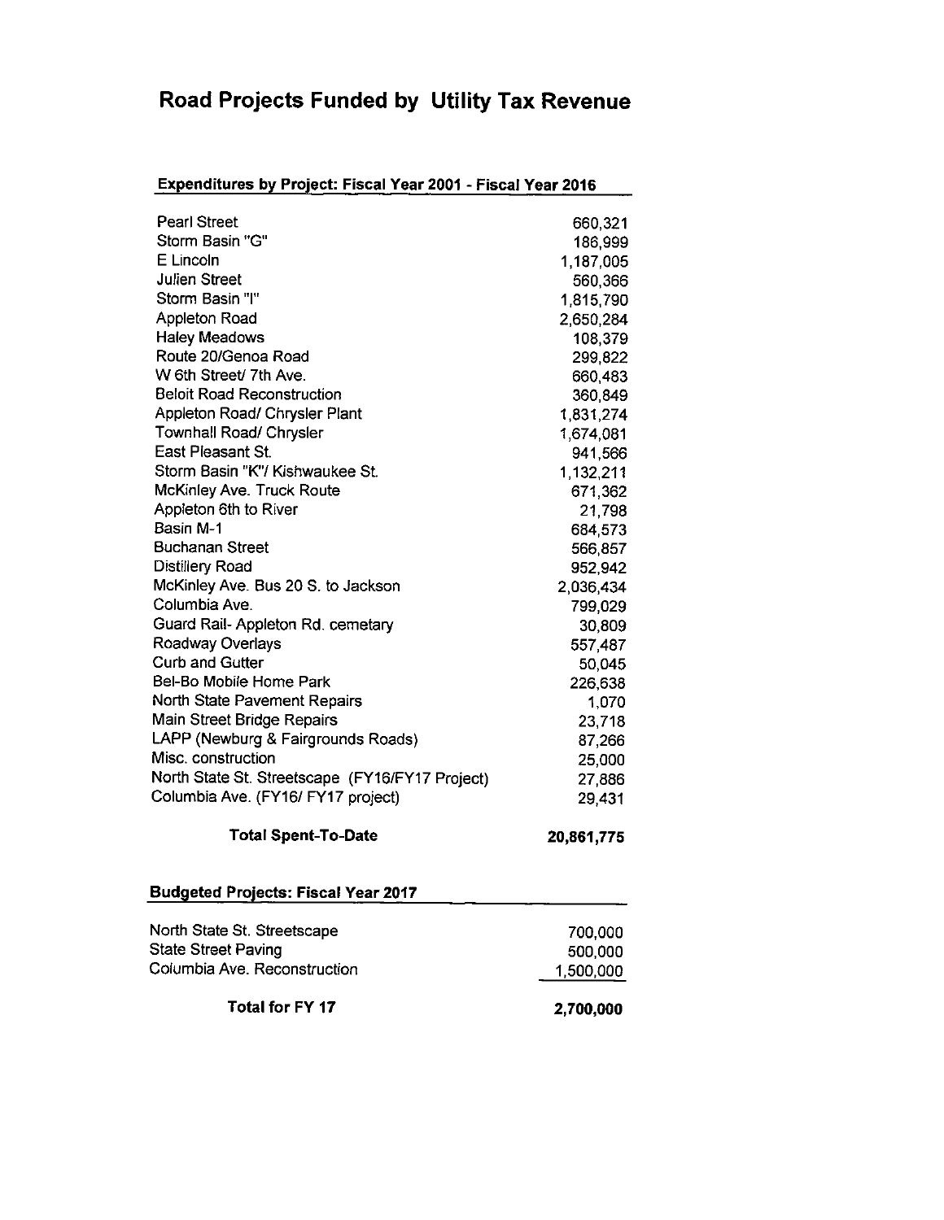# Road Projects Funded by Utility Tax Revenue

## Expenditures by Project: Fiscal Year 2001 - Fiscal Year 2016

| | |
|---|---|
| Pearl Street | 660,321 |
| Storm Basin "G" | 186,999 |
| E Lincoln | 1,187,005 |
| Julien Street | 560,366 |
| Storm Basin "I" | 1,815,790 |
| Appleton Road | 2,650,284 |
| Haley Meadows | 108,379 |
| Route 20/Genoa Road | 299,822 |
| W 6th Street/ 7th Ave. | 660,483 |
| Beloit Road Reconstruction | 360,849 |
| Appleton Road/ Chrysler Plant | 1,831,274 |
| Townhall Road/ Chrysler | 1,674,081 |
| East Pleasant St. | 941,566 |
| Storm Basin "K"/ Kishwaukee St. | 1,132,211 |
| McKinley Ave. Truck Route | 671,362 |
| Appleton 6th to River | 21,798 |
| Basin M-1 | 684,573 |
| Buchanan Street | 566,857 |
| Distillery Road | 952,942 |
| McKinley Ave. Bus 20 S. to Jackson | 2,036,434 |
| Columbia Ave. | 799,029 |
| Guard Rail- Appleton Rd. cemetary | 30,809 |
| Roadway Overlays | 557,487 |
| Curb and Gutter | 50,045 |
| Bel-Bo Mobile Home Park | 226,638 |
| North State Pavement Repairs | 1,070 |
| Main Street Bridge Repairs | 23,718 |
| LAPP (Newburg & Fairgrounds Roads) | 87,266 |
| Misc. construction | 25,000 |
| North State St. Streetscape (FY16/FY17 Project) | 27,886 |
| Columbia Ave. (FY16/ FY17 project) | 29,431 |
| **Total Spent-To-Date** | **20,861,775** |

## Budgeted Projects: Fiscal Year 2017

| | |
|---|---|
| North State St. Streetscape | 700,000 |
| State Street Paving | 500,000 |
| Columbia Ave. Reconstruction | 1,500,000 |
| **Total for FY 17** | **2,700,000** |